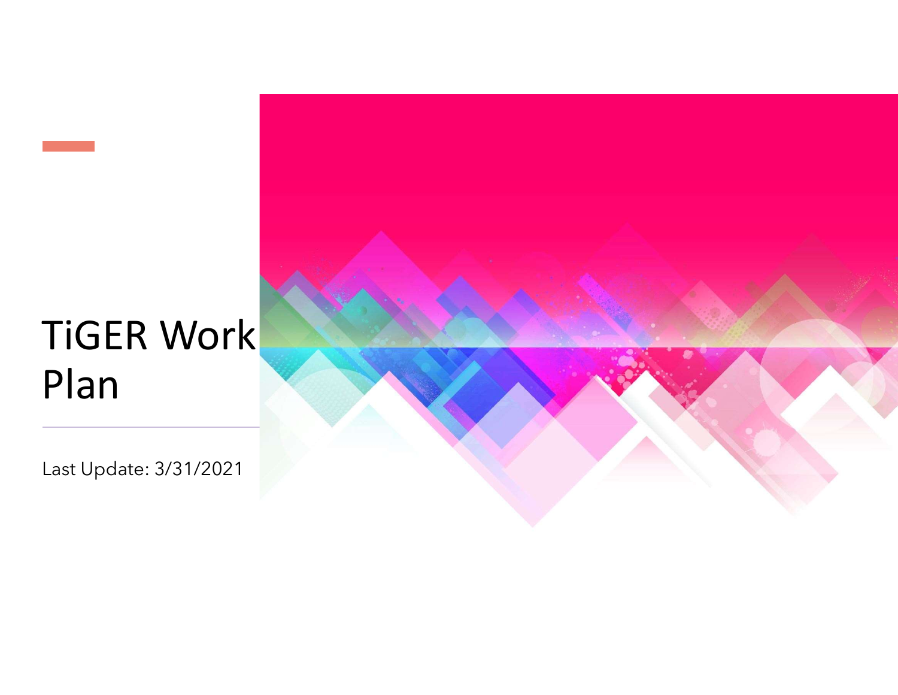# TiGER Work Plan

Last Update: 3/31/2021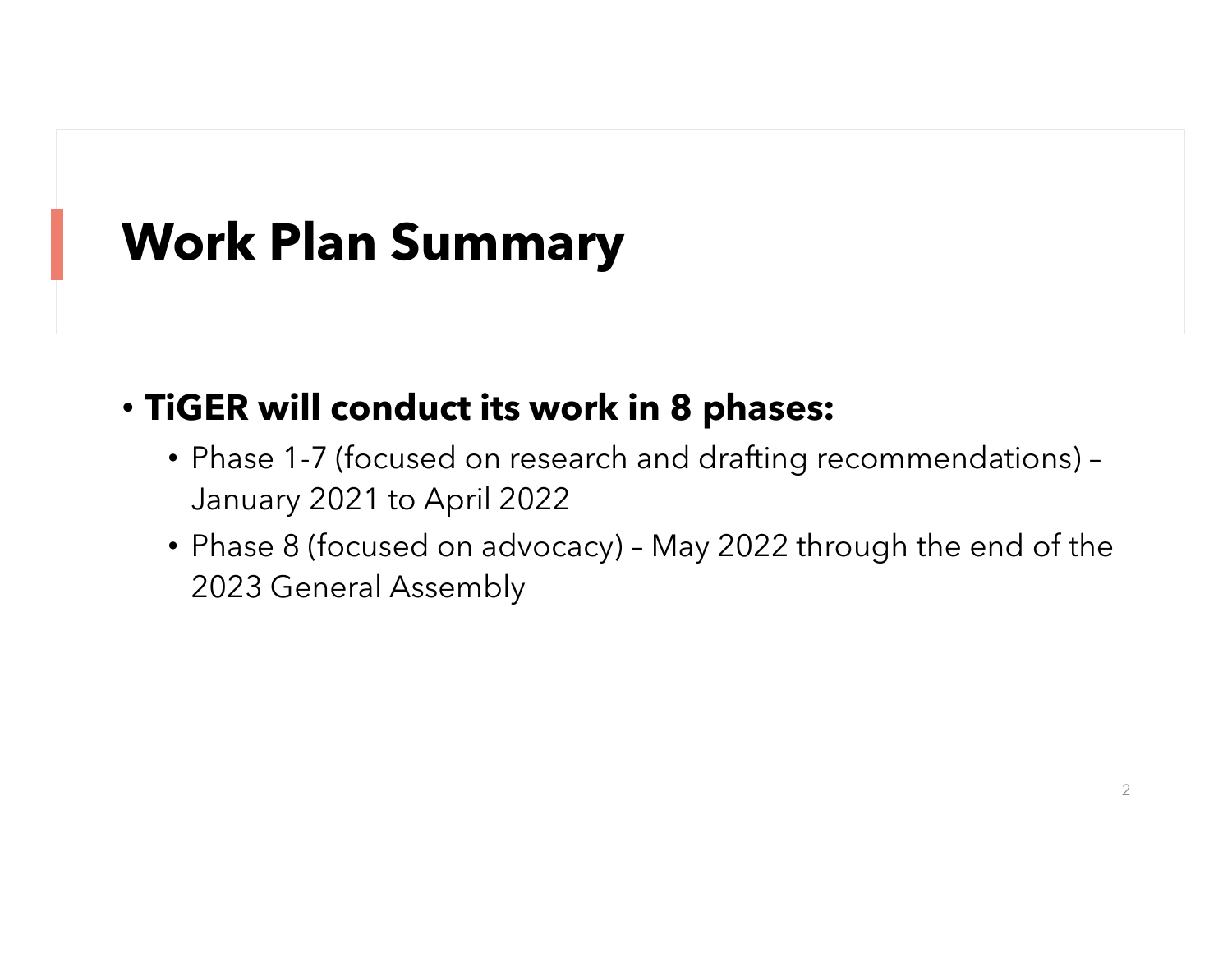# Work Plan Summary

- **TiGER will conduct its work in 8 phases:**
  - Phase 1-7 (focused on research and drafting recommendations) – January 2021 to April 2022
  - Phase 8 (focused on advocacy) – May 2022 through the end of the 2023 General Assembly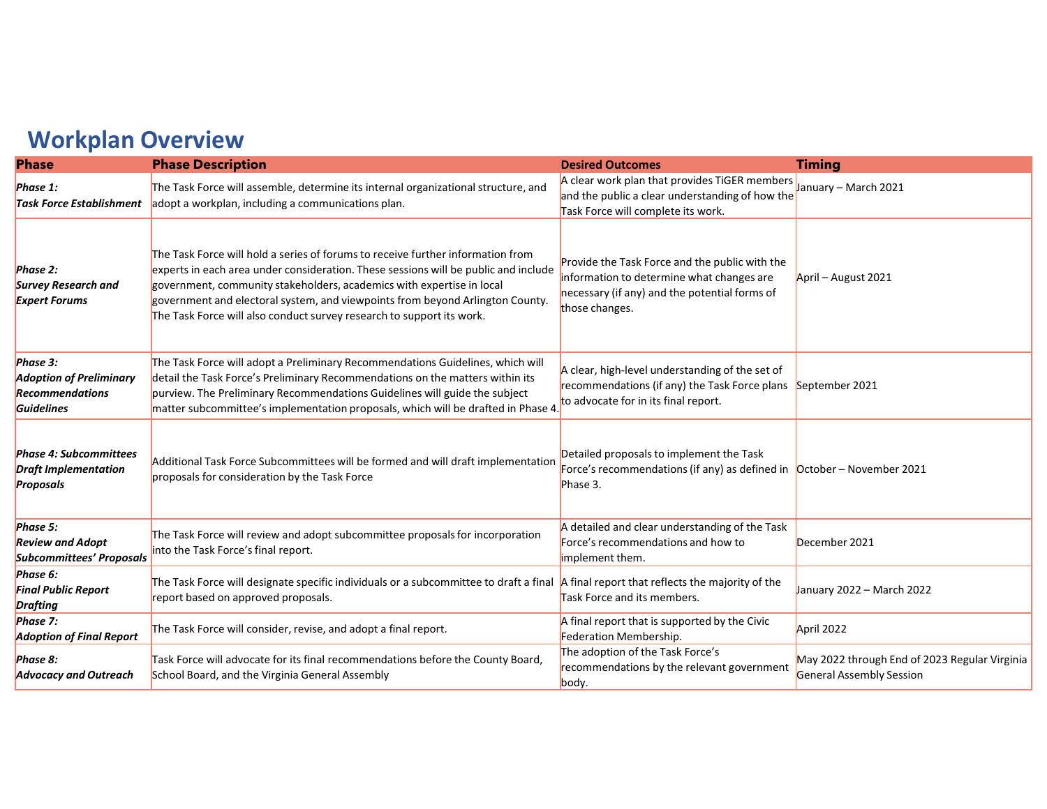# Workplan Overview

| Phase | Phase Description | Desired Outcomes | Timing |
|---|---|---|---|
| ***Phase 1: Task Force Establishment*** | The Task Force will assemble, determine its internal organizational structure, and adopt a workplan, including a communications plan. | A clear work plan that provides TiGER members and the public a clear understanding of how the Task Force will complete its work. | January – March 2021 |
| ***Phase 2: Survey Research and Expert Forums*** | The Task Force will hold a series of forums to receive further information from experts in each area under consideration. These sessions will be public and include government, community stakeholders, academics with expertise in local government and electoral system, and viewpoints from beyond Arlington County. The Task Force will also conduct survey research to support its work. | Provide the Task Force and the public with the information to determine what changes are necessary (if any) and the potential forms of those changes. | April – August 2021 |
| ***Phase 3: Adoption of Preliminary Recommendations Guidelines*** | The Task Force will adopt a Preliminary Recommendations Guidelines, which will detail the Task Force's Preliminary Recommendations on the matters within its purview. The Preliminary Recommendations Guidelines will guide the subject matter subcommittee's implementation proposals, which will be drafted in Phase 4. | A clear, high-level understanding of the set of recommendations (if any) the Task Force plans to advocate for in its final report. | September 2021 |
| ***Phase 4: Subcommittees Draft Implementation Proposals*** | Additional Task Force Subcommittees will be formed and will draft implementation proposals for consideration by the Task Force | Detailed proposals to implement the Task Force's recommendations (if any) as defined in Phase 3. | October – November 2021 |
| ***Phase 5: Review and Adopt Subcommittees' Proposals*** | The Task Force will review and adopt subcommittee proposals for incorporation into the Task Force's final report. | A detailed and clear understanding of the Task Force's recommendations and how to implement them. | December 2021 |
| ***Phase 6: Final Public Report Drafting*** | The Task Force will designate specific individuals or a subcommittee to draft a final report based on approved proposals. | A final report that reflects the majority of the Task Force and its members. | January 2022 – March 2022 |
| ***Phase 7: Adoption of Final Report*** | The Task Force will consider, revise, and adopt a final report. | A final report that is supported by the Civic Federation Membership. | April 2022 |
| ***Phase 8: Advocacy and Outreach*** | Task Force will advocate for its final recommendations before the County Board, School Board, and the Virginia General Assembly | The adoption of the Task Force's recommendations by the relevant government body. | May 2022 through End of 2023 Regular Virginia General Assembly Session |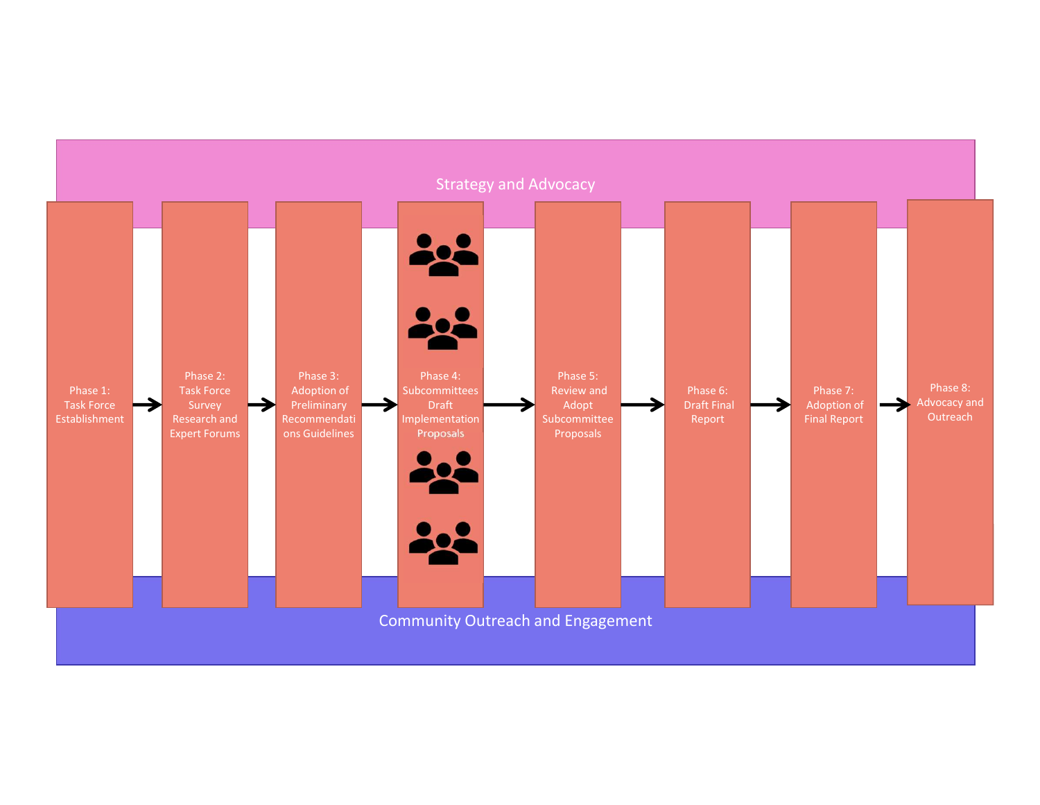Strategy and Advocacy

Phase 1: Task Force Establishment

Phase 2: Task Force Survey Research and Expert Forums

Phase 3: Adoption of Preliminary Recommendations Guidelines

Phase 4: Subcommittees Draft Implementation Proposals

Phase 5: Review and Adopt Subcommittee Proposals

Phase 6: Draft Final Report

Phase 7: Adoption of Final Report

Phase 8: Advocacy and Outreach

Community Outreach and Engagement